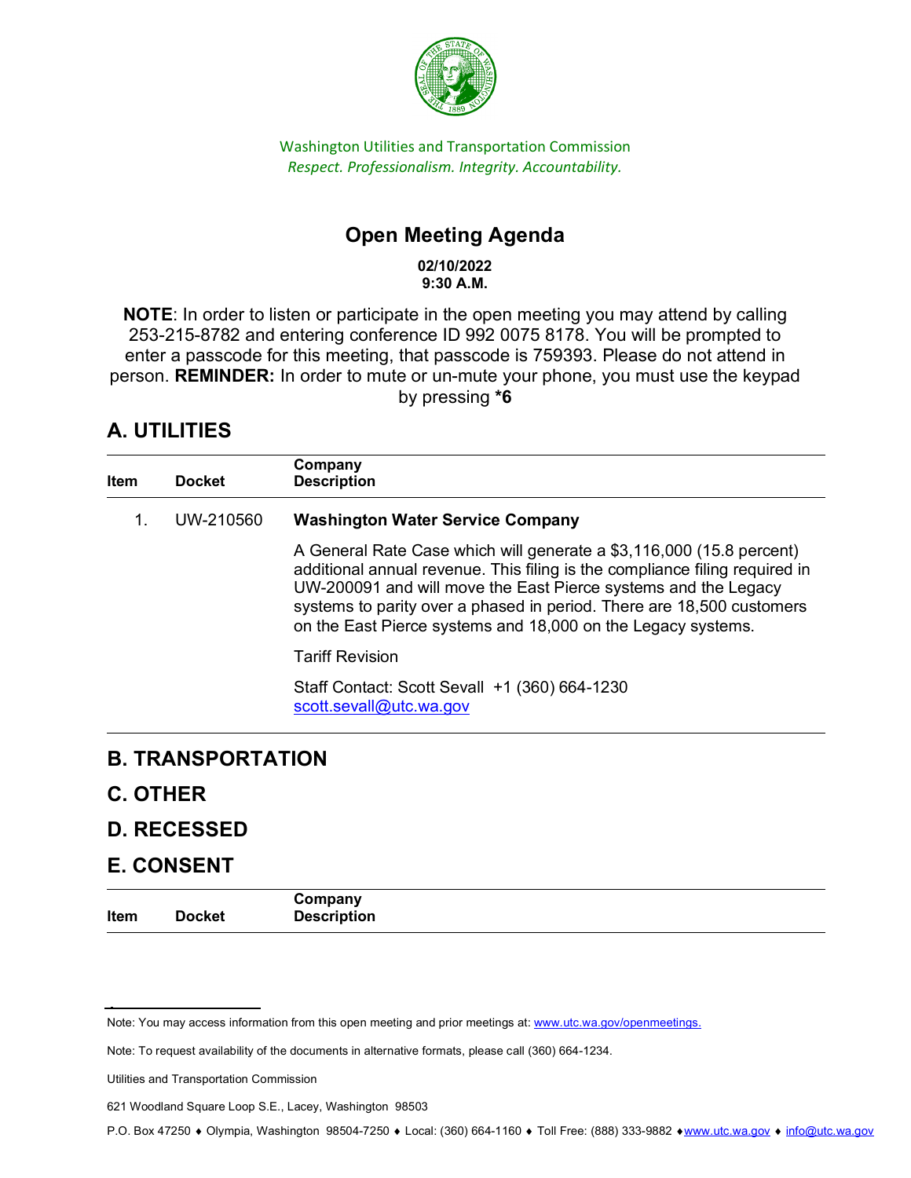Washington Utilities and Transportation Commission
*Respect. Professionalism. Integrity. Accountability.*

# Open Meeting Agenda

**02/10/2022**
**9:30 A.M.**

**NOTE**: In order to listen or participate in the open meeting you may attend by calling 253-215-8782 and entering conference ID 992 0075 8178. You will be prompted to enter a passcode for this meeting, that passcode is 759393. Please do not attend in person. **REMINDER:** In order to mute or un-mute your phone, you must use the keypad by pressing ***6**

## A. UTILITIES

| Item | Docket | Company<br>Description |
|---|---|---|
| 1. | UW-210560 | **Washington Water Service Company**<br><br>A General Rate Case which will generate a $3,116,000 (15.8 percent) additional annual revenue. This filing is the compliance filing required in UW-200091 and will move the East Pierce systems and the Legacy systems to parity over a phased in period. There are 18,500 customers on the East Pierce systems and 18,000 on the Legacy systems.<br><br>Tariff Revision<br><br>Staff Contact: Scott Sevall +1 (360) 664-1230<br>scott.sevall@utc.wa.gov |

## B. TRANSPORTATION

## C. OTHER

## D. RECESSED

## E. CONSENT

| Item | Docket | Company<br>Description |
|---|---|---|

Note: You may access information from this open meeting and prior meetings at: www.utc.wa.gov/openmeetings.

Note: To request availability of the documents in alternative formats, please call (360) 664-1234.

Utilities and Transportation Commission

621 Woodland Square Loop S.E., Lacey, Washington 98503

P.O. Box 47250 ♦ Olympia, Washington 98504-7250 ♦ Local: (360) 664-1160 ♦ Toll Free: (888) 333-9882 ♦ www.utc.wa.gov ♦ info@utc.wa.gov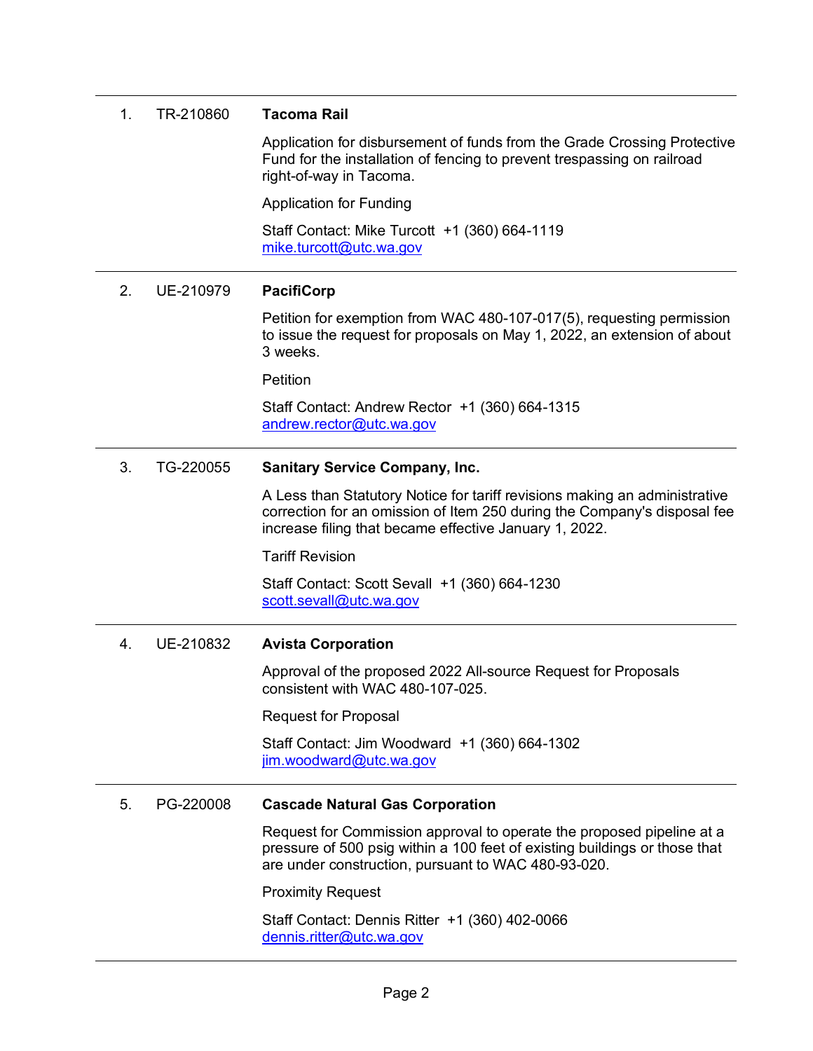| | | |
|---|---|---|
| 1. | TR-210860 | **Tacoma Rail**<br><br>Application for disbursement of funds from the Grade Crossing Protective Fund for the installation of fencing to prevent trespassing on railroad right-of-way in Tacoma.<br><br>Application for Funding<br><br>Staff Contact: Mike Turcott +1 (360) 664-1119<br>mike.turcott@utc.wa.gov |
| 2. | UE-210979 | **PacifiCorp**<br><br>Petition for exemption from WAC 480-107-017(5), requesting permission to issue the request for proposals on May 1, 2022, an extension of about 3 weeks.<br><br>Petition<br><br>Staff Contact: Andrew Rector +1 (360) 664-1315<br>andrew.rector@utc.wa.gov |
| 3. | TG-220055 | **Sanitary Service Company, Inc.**<br><br>A Less than Statutory Notice for tariff revisions making an administrative correction for an omission of Item 250 during the Company's disposal fee increase filing that became effective January 1, 2022.<br><br>Tariff Revision<br><br>Staff Contact: Scott Sevall +1 (360) 664-1230<br>scott.sevall@utc.wa.gov |
| 4. | UE-210832 | **Avista Corporation**<br><br>Approval of the proposed 2022 All-source Request for Proposals consistent with WAC 480-107-025.<br><br>Request for Proposal<br><br>Staff Contact: Jim Woodward +1 (360) 664-1302<br>jim.woodward@utc.wa.gov |
| 5. | PG-220008 | **Cascade Natural Gas Corporation**<br><br>Request for Commission approval to operate the proposed pipeline at a pressure of 500 psig within a 100 feet of existing buildings or those that are under construction, pursuant to WAC 480-93-020.<br><br>Proximity Request<br><br>Staff Contact: Dennis Ritter +1 (360) 402-0066<br>dennis.ritter@utc.wa.gov |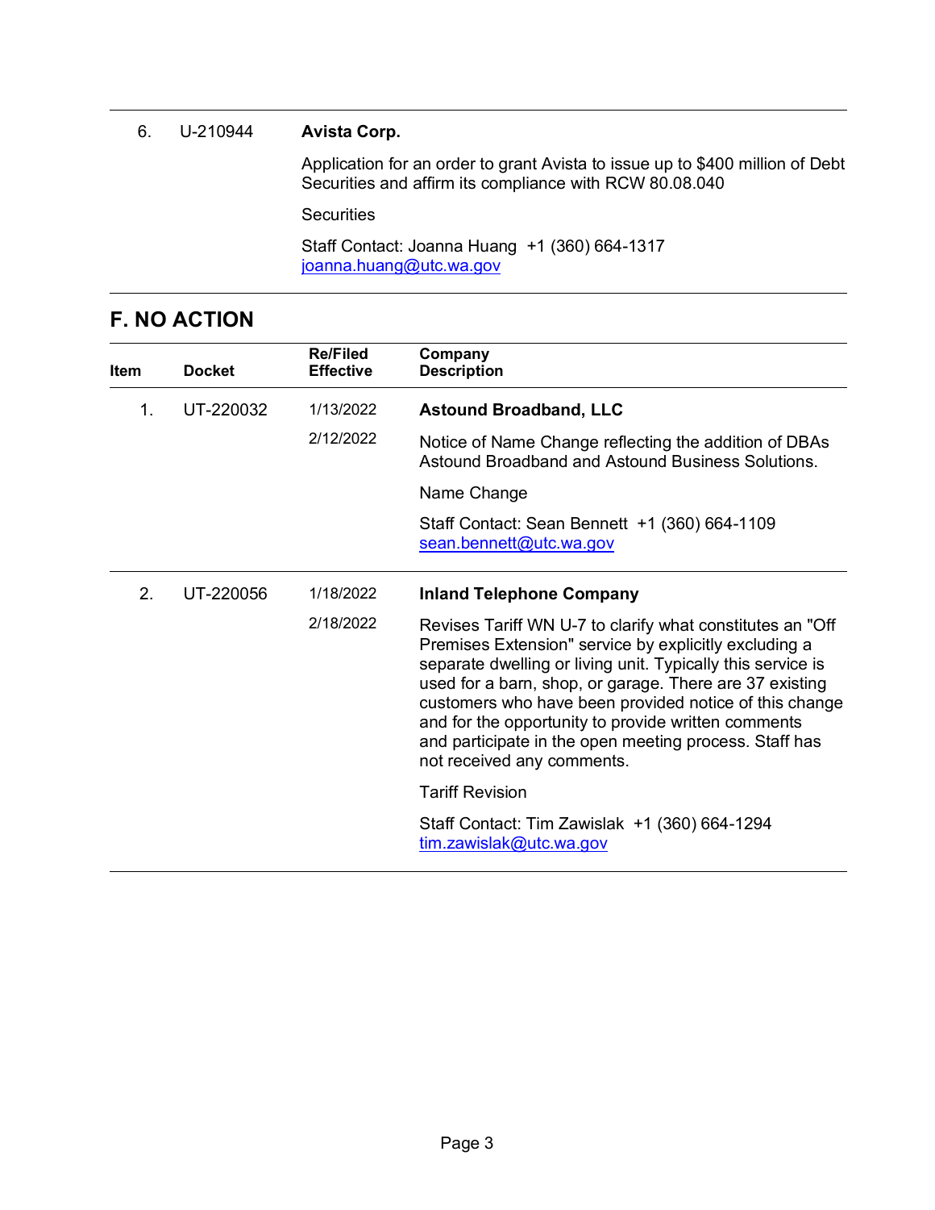| | | |
|---|---|---|
| 6. | U-210944 | **Avista Corp.**<br><br>Application for an order to grant Avista to issue up to $400 million of Debt Securities and affirm its compliance with RCW 80.08.040<br><br>Securities<br><br>Staff Contact: Joanna Huang +1 (360) 664-1317<br>joanna.huang@utc.wa.gov |

## F. NO ACTION

| Item | Docket | Re/Filed<br>Effective | Company<br>Description |
|---|---|---|---|
| 1. | UT-220032 | 1/13/2022<br><br>2/12/2022 | **Astound Broadband, LLC**<br><br>Notice of Name Change reflecting the addition of DBAs Astound Broadband and Astound Business Solutions.<br><br>Name Change<br><br>Staff Contact: Sean Bennett +1 (360) 664-1109<br>sean.bennett@utc.wa.gov |
| 2. | UT-220056 | 1/18/2022<br><br>2/18/2022 | **Inland Telephone Company**<br><br>Revises Tariff WN U-7 to clarify what constitutes an "Off Premises Extension" service by explicitly excluding a separate dwelling or living unit. Typically this service is used for a barn, shop, or garage. There are 37 existing customers who have been provided notice of this change and for the opportunity to provide written comments and participate in the open meeting process. Staff has not received any comments.<br><br>Tariff Revision<br><br>Staff Contact: Tim Zawislak +1 (360) 664-1294<br>tim.zawislak@utc.wa.gov |